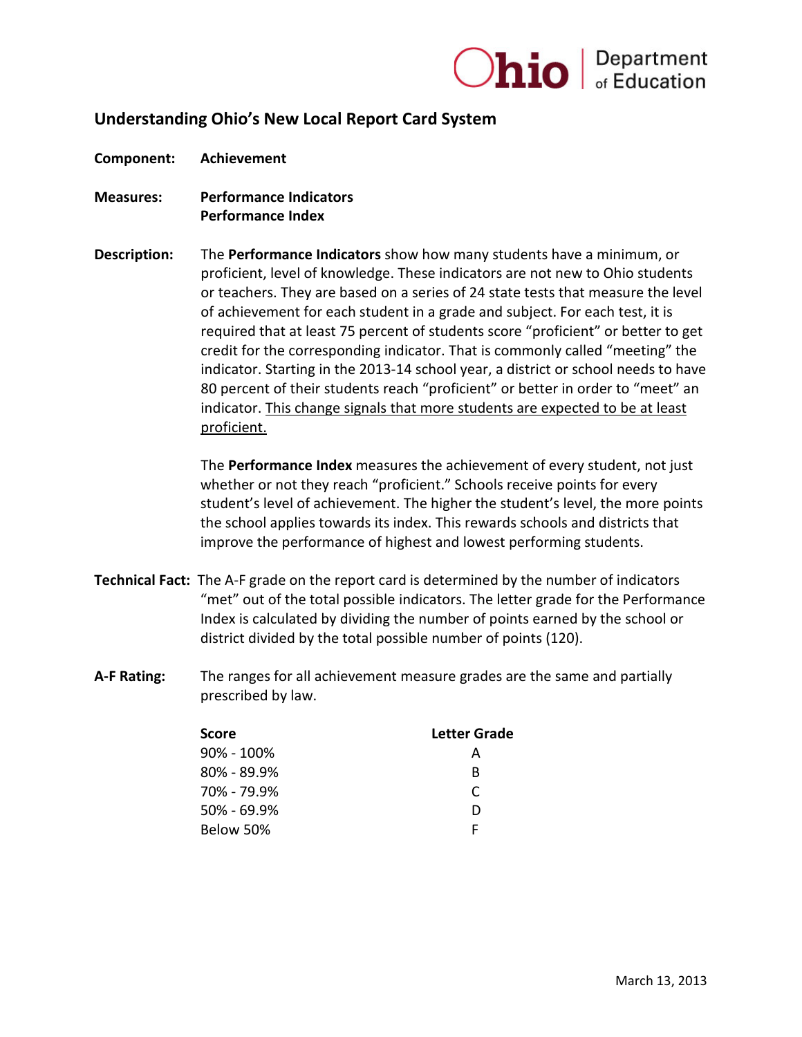## Understanding Ohio's New Local Report Card System

**Component:** **Achievement**

**Measures:** **Performance Indicators**
**Performance Index**

**Description:** The **Performance Indicators** show how many students have a minimum, or proficient, level of knowledge. These indicators are not new to Ohio students or teachers. They are based on a series of 24 state tests that measure the level of achievement for each student in a grade and subject. For each test, it is required that at least 75 percent of students score "proficient" or better to get credit for the corresponding indicator. That is commonly called "meeting" the indicator. Starting in the 2013-14 school year, a district or school needs to have 80 percent of their students reach "proficient" or better in order to "meet" an indicator. <u>This change signals that more students are expected to be at least proficient.</u>

The **Performance Index** measures the achievement of every student, not just whether or not they reach "proficient." Schools receive points for every student's level of achievement. The higher the student's level, the more points the school applies towards its index. This rewards schools and districts that improve the performance of highest and lowest performing students.

**Technical Fact:** The A-F grade on the report card is determined by the number of indicators "met" out of the total possible indicators. The letter grade for the Performance Index is calculated by dividing the number of points earned by the school or district divided by the total possible number of points (120).

**A-F Rating:** The ranges for all achievement measure grades are the same and partially prescribed by law.

| Score | Letter Grade |
|---|---|
| 90% - 100% | A |
| 80% - 89.9% | B |
| 70% - 79.9% | C |
| 50% - 69.9% | D |
| Below 50% | F |

March 13, 2013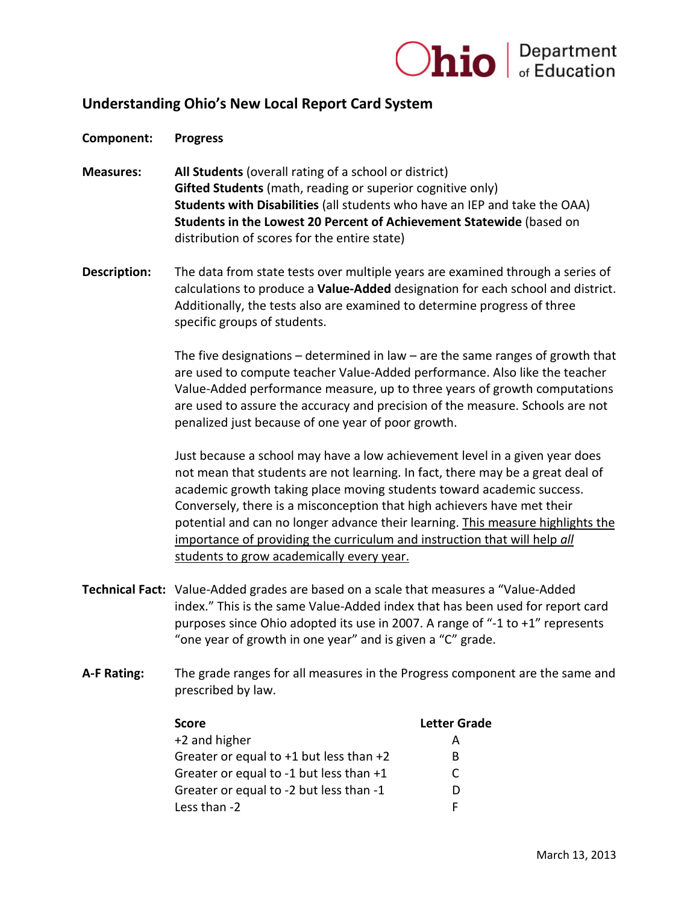## Understanding Ohio's New Local Report Card System

**Component:** **Progress**

**Measures:**

**All Students** (overall rating of a school or district)
**Gifted Students** (math, reading or superior cognitive only)
**Students with Disabilities** (all students who have an IEP and take the OAA)
**Students in the Lowest 20 Percent of Achievement Statewide** (based on distribution of scores for the entire state)

**Description:**

The data from state tests over multiple years are examined through a series of calculations to produce a **Value-Added** designation for each school and district. Additionally, the tests also are examined to determine progress of three specific groups of students.

The five designations – determined in law – are the same ranges of growth that are used to compute teacher Value-Added performance. Also like the teacher Value-Added performance measure, up to three years of growth computations are used to assure the accuracy and precision of the measure. Schools are not penalized just because of one year of poor growth.

Just because a school may have a low achievement level in a given year does not mean that students are not learning. In fact, there may be a great deal of academic growth taking place moving students toward academic success. Conversely, there is a misconception that high achievers have met their potential and can no longer advance their learning. <u>This measure highlights the importance of providing the curriculum and instruction that will help *all* students to grow academically every year.</u>

**Technical Fact:** Value-Added grades are based on a scale that measures a "Value-Added index." This is the same Value-Added index that has been used for report card purposes since Ohio adopted its use in 2007. A range of "-1 to +1" represents "one year of growth in one year" and is given a "C" grade.

**A-F Rating:** The grade ranges for all measures in the Progress component are the same and prescribed by law.

| Score | Letter Grade |
|---|---|
| +2 and higher | A |
| Greater or equal to +1 but less than +2 | B |
| Greater or equal to -1 but less than +1 | C |
| Greater or equal to -2 but less than -1 | D |
| Less than -2 | F |

March 13, 2013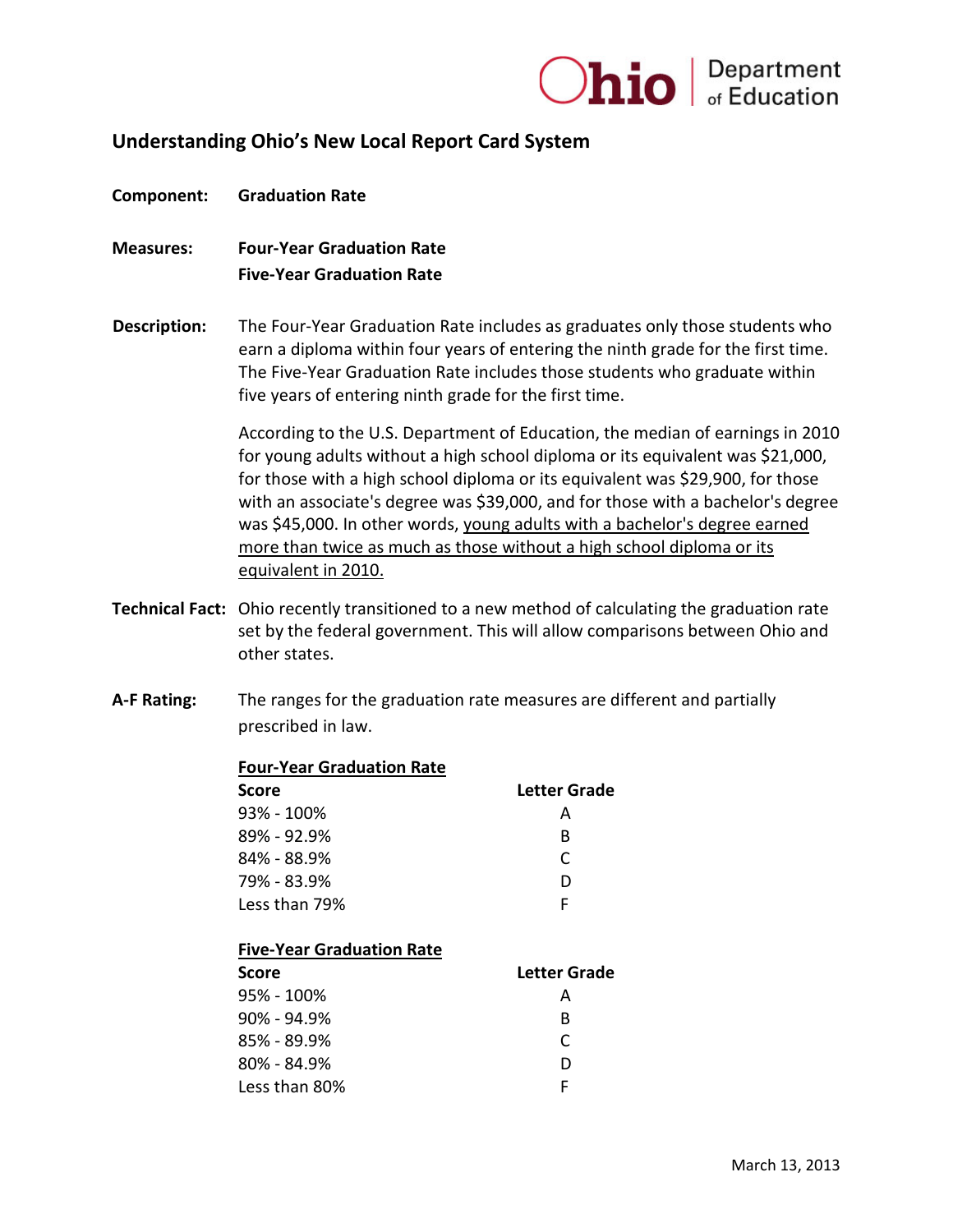## Understanding Ohio's New Local Report Card System

**Component:** **Graduation Rate**

**Measures:** **Four-Year Graduation Rate**
**Five-Year Graduation Rate**

**Description:** The Four-Year Graduation Rate includes as graduates only those students who earn a diploma within four years of entering the ninth grade for the first time. The Five-Year Graduation Rate includes those students who graduate within five years of entering ninth grade for the first time.

According to the U.S. Department of Education, the median of earnings in 2010 for young adults without a high school diploma or its equivalent was $21,000, for those with a high school diploma or its equivalent was $29,900, for those with an associate's degree was $39,000, and for those with a bachelor's degree was $45,000. In other words, <u>young adults with a bachelor's degree earned more than twice as much as those without a high school diploma or its equivalent in 2010.</u>

**Technical Fact:** Ohio recently transitioned to a new method of calculating the graduation rate set by the federal government. This will allow comparisons between Ohio and other states.

**A-F Rating:** The ranges for the graduation rate measures are different and partially prescribed in law.

**<u>Four-Year Graduation Rate</u>**

| Score | Letter Grade |
|---|---|
| 93% - 100% | A |
| 89% - 92.9% | B |
| 84% - 88.9% | C |
| 79% - 83.9% | D |
| Less than 79% | F |

**<u>Five-Year Graduation Rate</u>**

| Score | Letter Grade |
|---|---|
| 95% - 100% | A |
| 90% - 94.9% | B |
| 85% - 89.9% | C |
| 80% - 84.9% | D |
| Less than 80% | F |

March 13, 2013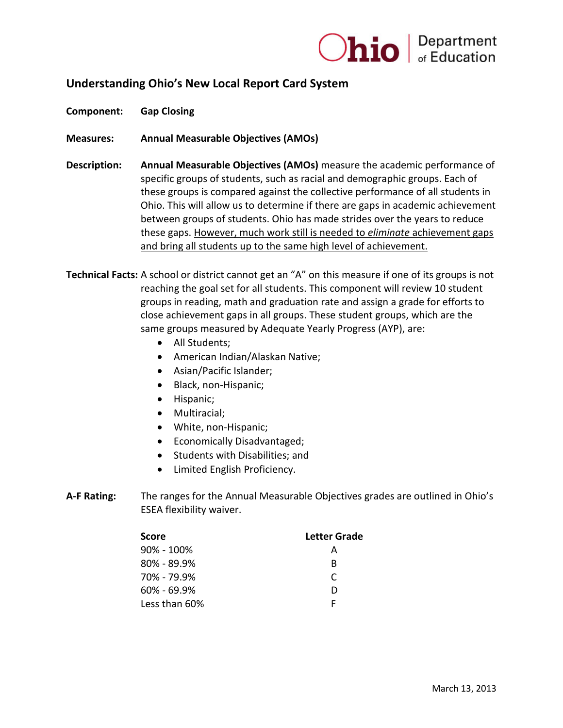## Understanding Ohio's New Local Report Card System

**Component:** **Gap Closing**

**Measures:** **Annual Measurable Objectives (AMOs)**

**Description:** **Annual Measurable Objectives (AMOs)** measure the academic performance of specific groups of students, such as racial and demographic groups. Each of these groups is compared against the collective performance of all students in Ohio. This will allow us to determine if there are gaps in academic achievement between groups of students. Ohio has made strides over the years to reduce these gaps. <u>However, much work still is needed to *eliminate* achievement gaps and bring all students up to the same high level of achievement.</u>

**Technical Facts:** A school or district cannot get an "A" on this measure if one of its groups is not reaching the goal set for all students. This component will review 10 student groups in reading, math and graduation rate and assign a grade for efforts to close achievement gaps in all groups. These student groups, which are the same groups measured by Adequate Yearly Progress (AYP), are:

- All Students;
- American Indian/Alaskan Native;
- Asian/Pacific Islander;
- Black, non-Hispanic;
- Hispanic;
- Multiracial;
- White, non-Hispanic;
- Economically Disadvantaged;
- Students with Disabilities; and
- Limited English Proficiency.

**A-F Rating:** The ranges for the Annual Measurable Objectives grades are outlined in Ohio's ESEA flexibility waiver.

| Score | Letter Grade |
|---|---|
| 90% - 100% | A |
| 80% - 89.9% | B |
| 70% - 79.9% | C |
| 60% - 69.9% | D |
| Less than 60% | F |

March 13, 2013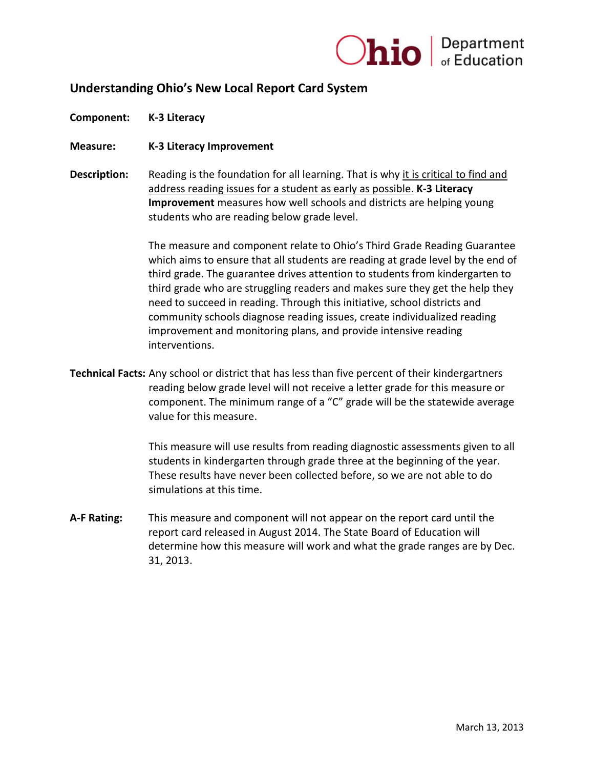## Understanding Ohio's New Local Report Card System

**Component:** **K-3 Literacy**

**Measure:** **K-3 Literacy Improvement**

**Description:** Reading is the foundation for all learning. That is why it is critical to find and address reading issues for a student as early as possible. **K-3 Literacy Improvement** measures how well schools and districts are helping young students who are reading below grade level.

The measure and component relate to Ohio's Third Grade Reading Guarantee which aims to ensure that all students are reading at grade level by the end of third grade. The guarantee drives attention to students from kindergarten to third grade who are struggling readers and makes sure they get the help they need to succeed in reading. Through this initiative, school districts and community schools diagnose reading issues, create individualized reading improvement and monitoring plans, and provide intensive reading interventions.

**Technical Facts:** Any school or district that has less than five percent of their kindergartners reading below grade level will not receive a letter grade for this measure or component. The minimum range of a "C" grade will be the statewide average value for this measure.

This measure will use results from reading diagnostic assessments given to all students in kindergarten through grade three at the beginning of the year. These results have never been collected before, so we are not able to do simulations at this time.

**A-F Rating:** This measure and component will not appear on the report card until the report card released in August 2014. The State Board of Education will determine how this measure will work and what the grade ranges are by Dec. 31, 2013.

March 13, 2013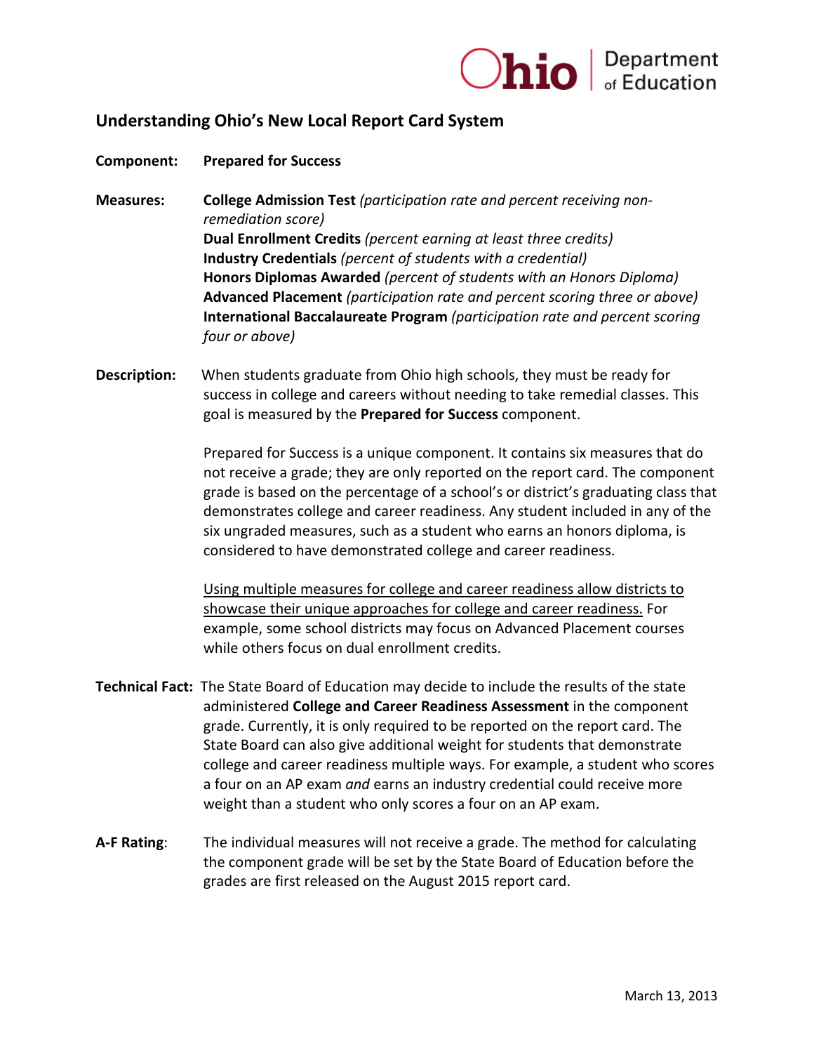## Understanding Ohio's New Local Report Card System

**Component:** **Prepared for Success**

**Measures:**

**College Admission Test** *(participation rate and percent receiving non-remediation score)*
**Dual Enrollment Credits** *(percent earning at least three credits)*
**Industry Credentials** *(percent of students with a credential)*
**Honors Diplomas Awarded** *(percent of students with an Honors Diploma)*
**Advanced Placement** *(participation rate and percent scoring three or above)*
**International Baccalaureate Program** *(participation rate and percent scoring four or above)*

**Description:** When students graduate from Ohio high schools, they must be ready for success in college and careers without needing to take remedial classes. This goal is measured by the **Prepared for Success** component.

Prepared for Success is a unique component. It contains six measures that do not receive a grade; they are only reported on the report card. The component grade is based on the percentage of a school's or district's graduating class that demonstrates college and career readiness. Any student included in any of the six ungraded measures, such as a student who earns an honors diploma, is considered to have demonstrated college and career readiness.

<u>Using multiple measures for college and career readiness allow districts to showcase their unique approaches for college and career readiness.</u> For example, some school districts may focus on Advanced Placement courses while others focus on dual enrollment credits.

**Technical Fact:** The State Board of Education may decide to include the results of the state administered **College and Career Readiness Assessment** in the component grade. Currently, it is only required to be reported on the report card. The State Board can also give additional weight for students that demonstrate college and career readiness multiple ways. For example, a student who scores a four on an AP exam *and* earns an industry credential could receive more weight than a student who only scores a four on an AP exam.

**A-F Rating**: The individual measures will not receive a grade. The method for calculating the component grade will be set by the State Board of Education before the grades are first released on the August 2015 report card.

March 13, 2013